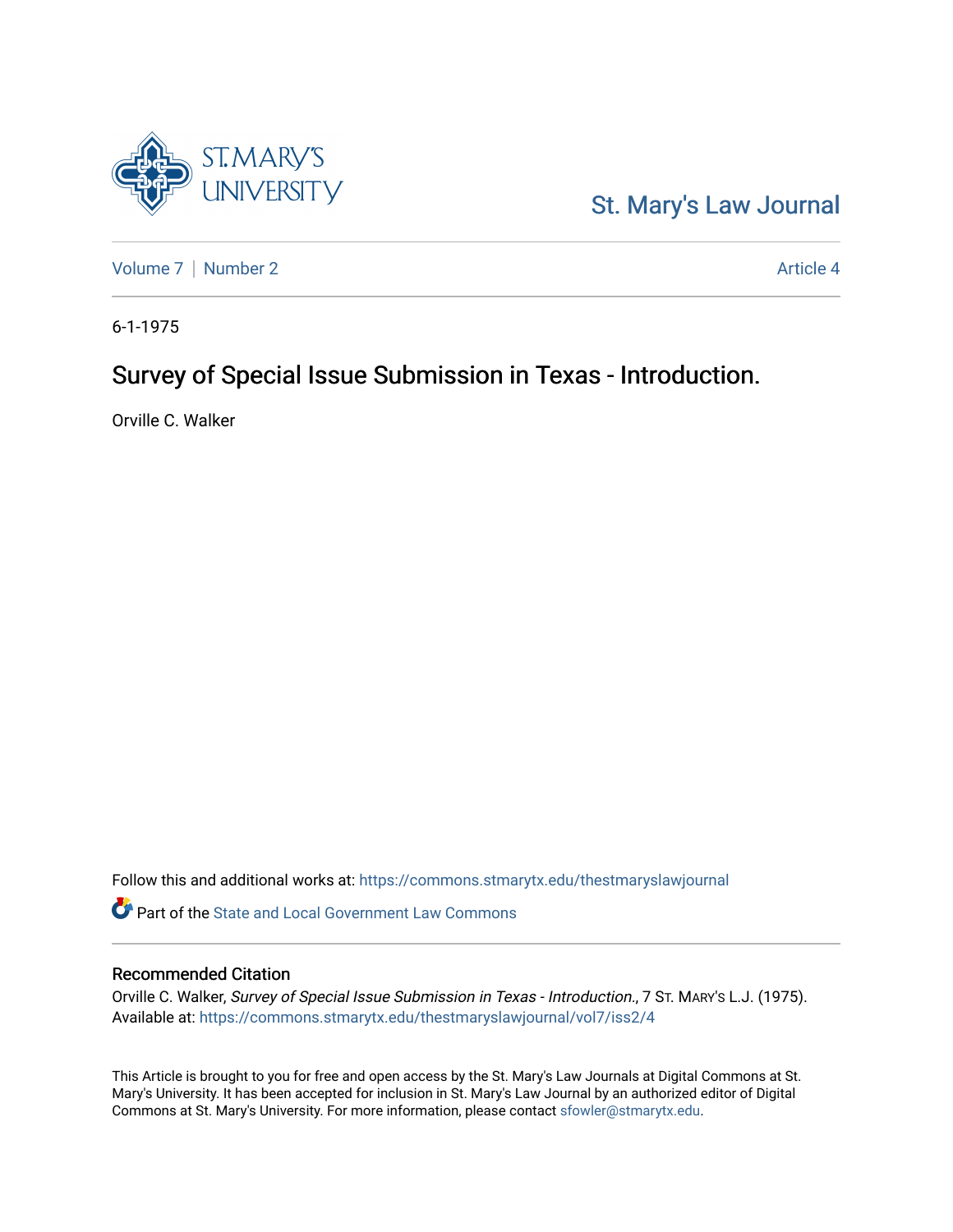St. Mary's Law Journal

Volume 7 | Number 2 Article 4

6-1-1975

# Survey of Special Issue Submission in Texas - Introduction.

Orville C. Walker

Follow this and additional works at: https://commons.stmarytx.edu/thestmaryslawjournal

Part of the State and Local Government Law Commons

## Recommended Citation

Orville C. Walker, *Survey of Special Issue Submission in Texas - Introduction.*, 7 St. Mary's L.J. (1975).
Available at: https://commons.stmarytx.edu/thestmaryslawjournal/vol7/iss2/4

This Article is brought to you for free and open access by the St. Mary's Law Journals at Digital Commons at St. Mary's University. It has been accepted for inclusion in St. Mary's Law Journal by an authorized editor of Digital Commons at St. Mary's University. For more information, please contact sfowler@stmarytx.edu.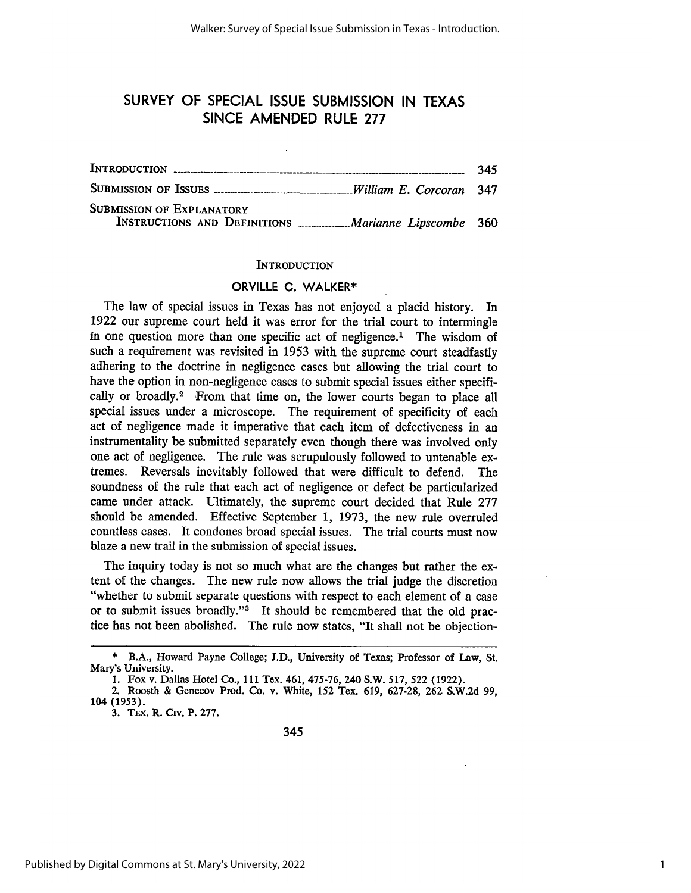# SURVEY OF SPECIAL ISSUE SUBMISSION IN TEXAS SINCE AMENDED RULE 277

| | | |
|---|---|---|
| INTRODUCTION | | 345 |
| SUBMISSION OF ISSUES | *William E. Corcoran* | 347 |
| SUBMISSION OF EXPLANATORY INSTRUCTIONS AND DEFINITIONS | *Marianne Lipscombe* | 360 |

## INTRODUCTION

### ORVILLE C. WALKER*

The law of special issues in Texas has not enjoyed a placid history. In 1922 our supreme court held it was error for the trial court to intermingle in one question more than one specific act of negligence.[1] The wisdom of such a requirement was revisited in 1953 with the supreme court steadfastly adhering to the doctrine in negligence cases but allowing the trial court to have the option in non-negligence cases to submit special issues either specifically or broadly.[2] From that time on, the lower courts began to place all special issues under a microscope. The requirement of specificity of each act of negligence made it imperative that each item of defectiveness in an instrumentality be submitted separately even though there was involved only one act of negligence. The rule was scrupulously followed to untenable extremes. Reversals inevitably followed that were difficult to defend. The soundness of the rule that each act of negligence or defect be particularized came under attack. Ultimately, the supreme court decided that Rule 277 should be amended. Effective September 1, 1973, the new rule overruled countless cases. It condones broad special issues. The trial courts must now blaze a new trail in the submission of special issues.

The inquiry today is not so much what are the changes but rather the extent of the changes. The new rule now allows the trial judge the discretion "whether to submit separate questions with respect to each element of a case or to submit issues broadly."[3] It should be remembered that the old practice has not been abolished. The rule now states, "It shall not be objection-

---

\* B.A., Howard Payne College; J.D., University of Texas; Professor of Law, St. Mary's University.

1. Fox v. Dallas Hotel Co., 111 Tex. 461, 475-76, 240 S.W. 517, 522 (1922).

2. Roosth & Genecov Prod. Co. v. White, 152 Tex. 619, 627-28, 262 S.W.2d 99, 104 (1953).

3. TEX. R. CIV. P. 277.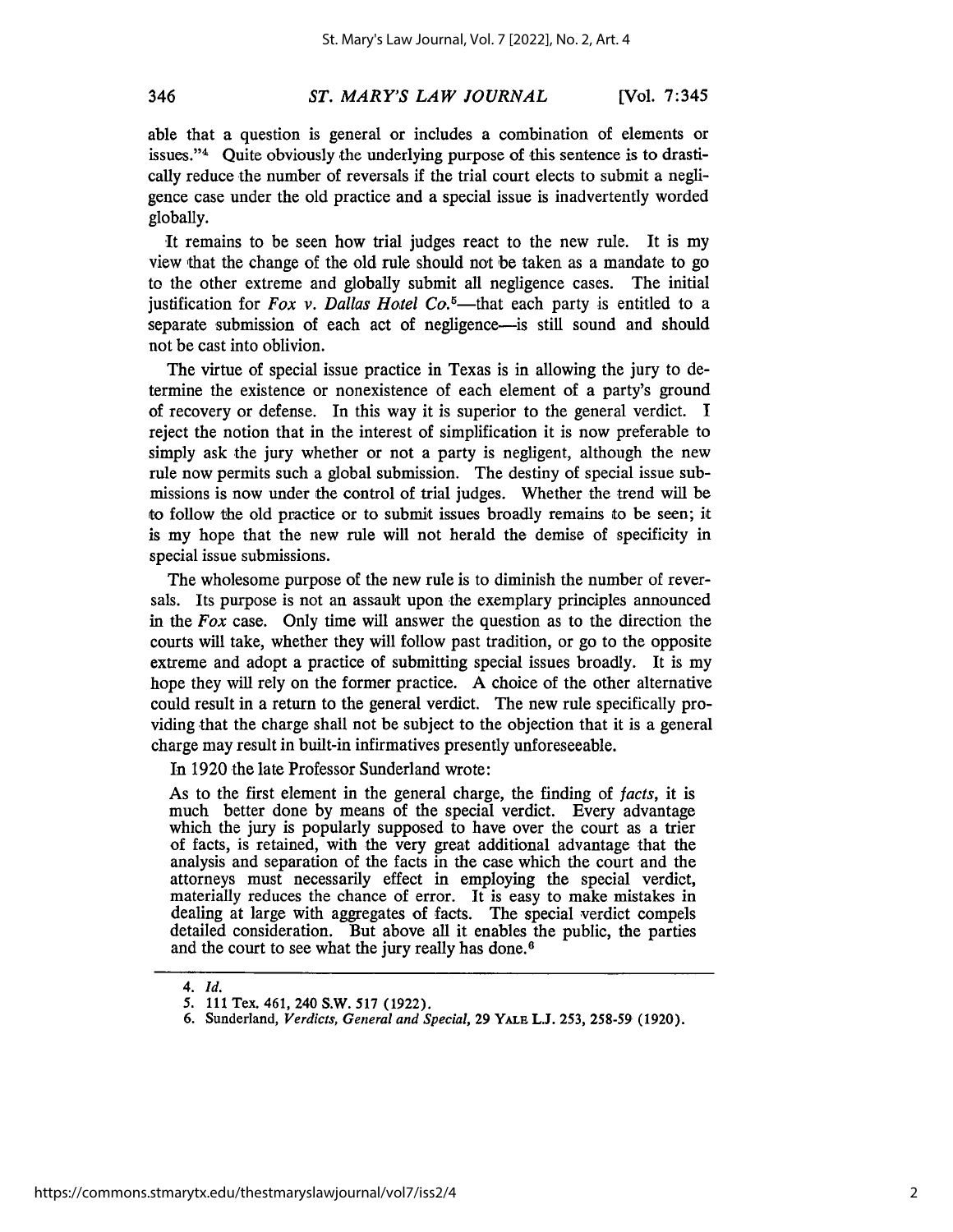able that a question is general or includes a combination of elements or issues."[4] Quite obviously the underlying purpose of this sentence is to drastically reduce the number of reversals if the trial court elects to submit a negligence case under the old practice and a special issue is inadvertently worded globally.

It remains to be seen how trial judges react to the new rule. It is my view that the change of the old rule should not be taken as a mandate to go to the other extreme and globally submit all negligence cases. The initial justification for *Fox v. Dallas Hotel Co.*[5]—that each party is entitled to a separate submission of each act of negligence—is still sound and should not be cast into oblivion.

The virtue of special issue practice in Texas is in allowing the jury to determine the existence or nonexistence of each element of a party's ground of recovery or defense. In this way it is superior to the general verdict. I reject the notion that in the interest of simplification it is now preferable to simply ask the jury whether or not a party is negligent, although the new rule now permits such a global submission. The destiny of special issue submissions is now under the control of trial judges. Whether the trend will be to follow the old practice or to submit issues broadly remains to be seen; it is my hope that the new rule will not herald the demise of specificity in special issue submissions.

The wholesome purpose of the new rule is to diminish the number of reversals. Its purpose is not an assault upon the exemplary principles announced in the *Fox* case. Only time will answer the question as to the direction the courts will take, whether they will follow past tradition, or go to the opposite extreme and adopt a practice of submitting special issues broadly. It is my hope they will rely on the former practice. A choice of the other alternative could result in a return to the general verdict. The new rule specifically providing that the charge shall not be subject to the objection that it is a general charge may result in built-in infirmatives presently unforeseeable.

In 1920 the late Professor Sunderland wrote:

> As to the first element in the general charge, the finding of *facts*, it is much better done by means of the special verdict. Every advantage which the jury is popularly supposed to have over the court as a trier of facts, is retained, with the very great additional advantage that the analysis and separation of the facts in the case which the court and the attorneys must necessarily effect in employing the special verdict, materially reduces the chance of error. It is easy to make mistakes in dealing at large with aggregates of facts. The special verdict compels detailed consideration. But above all it enables the public, the parties and the court to see what the jury really has done.[6]

---

4. *Id.*
5. 111 Tex. 461, 240 S.W. 517 (1922).
6. Sunderland, *Verdicts, General and Special*, 29 YALE L.J. 253, 258-59 (1920).